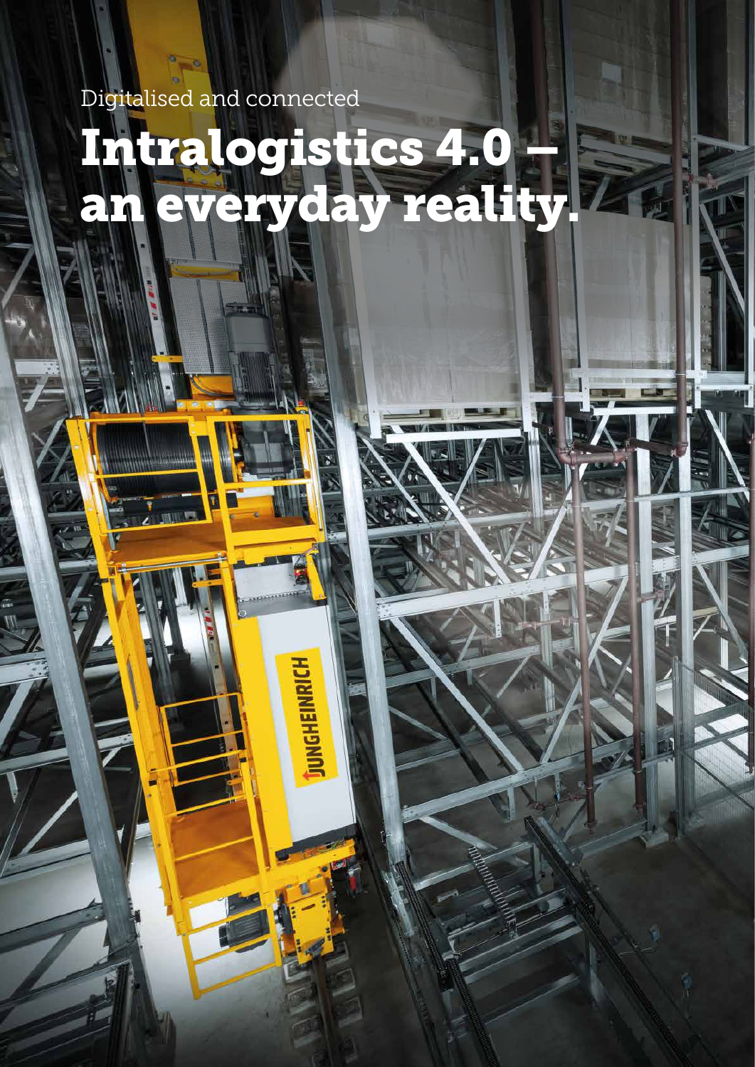Digitalised and connected

# Intralogistics 4.0 – an everyday reality.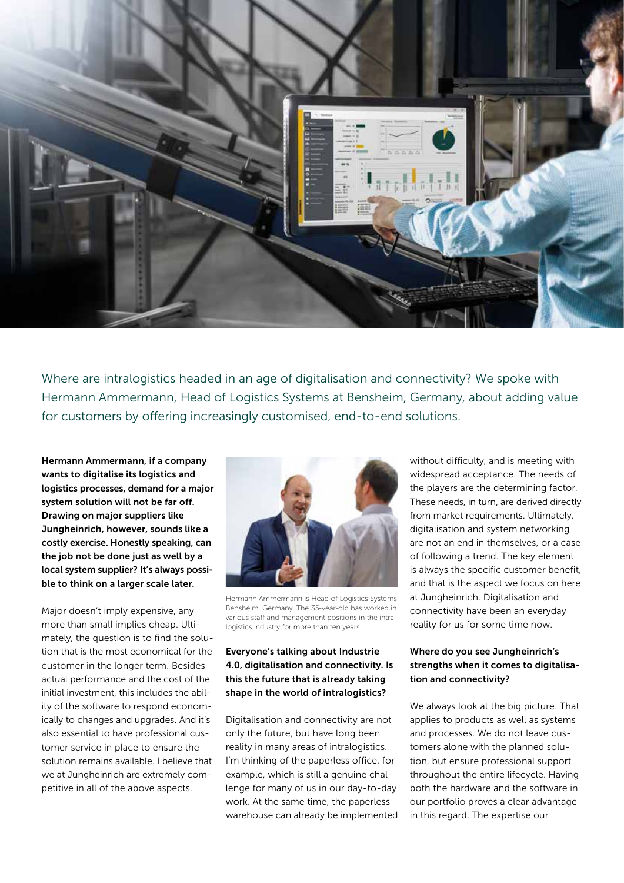Where are intralogistics headed in an age of digitalisation and connectivity? We spoke with Hermann Ammermann, Head of Logistics Systems at Bensheim, Germany, about adding value for customers by offering increasingly customised, end-to-end solutions.

**Hermann Ammermann, if a company wants to digitalise its logistics and logistics processes, demand for a major system solution will not be far off. Drawing on major suppliers like Jungheinrich, however, sounds like a costly exercise. Honestly speaking, can the job not be done just as well by a local system supplier? It's always possible to think on a larger scale later.**

Major doesn't imply expensive, any more than small implies cheap. Ultimately, the question is to find the solution that is the most economical for the customer in the longer term. Besides actual performance and the cost of the initial investment, this includes the ability of the software to respond economically to changes and upgrades. And it's also essential to have professional customer service in place to ensure the solution remains available. I believe that we at Jungheinrich are extremely competitive in all of the above aspects.

Hermann Ammermann is Head of Logistics Systems Bensheim, Germany. The 35-year-old has worked in various staff and management positions in the intralogistics industry for more than ten years.

**Everyone's talking about Industrie 4.0, digitalisation and connectivity. Is this the future that is already taking shape in the world of intralogistics?**

Digitalisation and connectivity are not only the future, but have long been reality in many areas of intralogistics. I'm thinking of the paperless office, for example, which is still a genuine challenge for many of us in our day-to-day work. At the same time, the paperless warehouse can already be implemented without difficulty, and is meeting with widespread acceptance. The needs of the players are the determining factor. These needs, in turn, are derived directly from market requirements. Ultimately, digitalisation and system networking are not an end in themselves, or a case of following a trend. The key element is always the specific customer benefit, and that is the aspect we focus on here at Jungheinrich. Digitalisation and connectivity have been an everyday reality for us for some time now.

**Where do you see Jungheinrich's strengths when it comes to digitalisation and connectivity?**

We always look at the big picture. That applies to products as well as systems and processes. We do not leave customers alone with the planned solution, but ensure professional support throughout the entire lifecycle. Having both the hardware and the software in our portfolio proves a clear advantage in this regard. The expertise our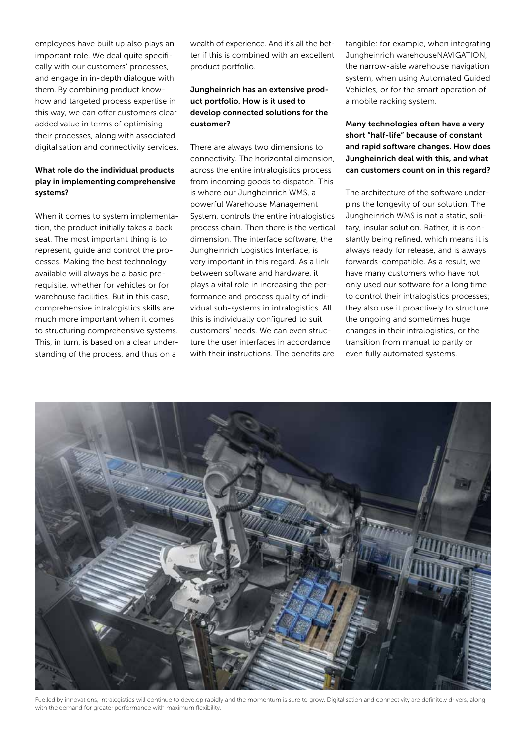employees have built up also plays an important role. We deal quite specifically with our customers' processes, and engage in in-depth dialogue with them. By combining product know-how and targeted process expertise in this way, we can offer customers clear added value in terms of optimising their processes, along with associated digitalisation and connectivity services.

**What role do the individual products play in implementing comprehensive systems?**

When it comes to system implementation, the product initially takes a back seat. The most important thing is to represent, guide and control the processes. Making the best technology available will always be a basic prerequisite, whether for vehicles or for warehouse facilities. But in this case, comprehensive intralogistics skills are much more important when it comes to structuring comprehensive systems. This, in turn, is based on a clear understanding of the process, and thus on a wealth of experience. And it's all the better if this is combined with an excellent product portfolio.

**Jungheinrich has an extensive product portfolio. How is it used to develop connected solutions for the customer?**

There are always two dimensions to connectivity. The horizontal dimension, across the entire intralogistics process from incoming goods to dispatch. This is where our Jungheinrich WMS, a powerful Warehouse Management System, controls the entire intralogistics process chain. Then there is the vertical dimension. The interface software, the Jungheinrich Logistics Interface, is very important in this regard. As a link between software and hardware, it plays a vital role in increasing the performance and process quality of individual sub-systems in intralogistics. All this is individually configured to suit customers' needs. We can even structure the user interfaces in accordance with their instructions. The benefits are tangible: for example, when integrating Jungheinrich warehouseNAVIGATION, the narrow-aisle warehouse navigation system, when using Automated Guided Vehicles, or for the smart operation of a mobile racking system.

**Many technologies often have a very short "half-life" because of constant and rapid software changes. How does Jungheinrich deal with this, and what can customers count on in this regard?**

The architecture of the software underpins the longevity of our solution. The Jungheinrich WMS is not a static, solitary, insular solution. Rather, it is constantly being refined, which means it is always ready for release, and is always forwards-compatible. As a result, we have many customers who have not only used our software for a long time to control their intralogistics processes; they also use it proactively to structure the ongoing and sometimes huge changes in their intralogistics, or the transition from manual to partly or even fully automated systems.

Fuelled by innovations, intralogistics will continue to develop rapidly and the momentum is sure to grow. Digitalisation and connectivity are definitely drivers, along with the demand for greater performance with maximum flexibility.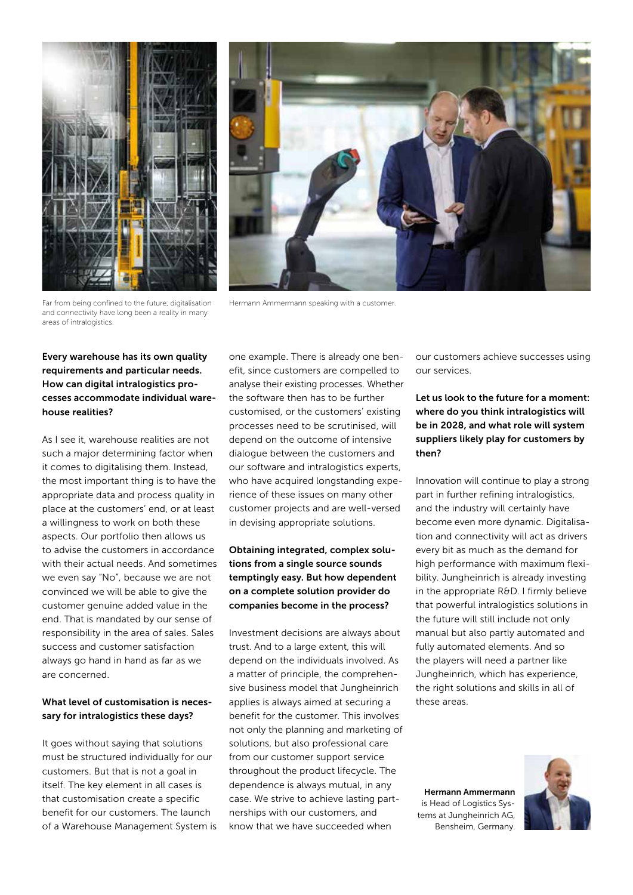Far from being confined to the future, digitalisation and connectivity have long been a reality in many areas of intralogistics.

Hermann Ammermann speaking with a customer.

**Every warehouse has its own quality requirements and particular needs. How can digital intralogistics processes accommodate individual warehouse realities?**

As I see it, warehouse realities are not such a major determining factor when it comes to digitalising them. Instead, the most important thing is to have the appropriate data and process quality in place at the customers' end, or at least a willingness to work on both these aspects. Our portfolio then allows us to advise the customers in accordance with their actual needs. And sometimes we even say "No", because we are not convinced we will be able to give the customer genuine added value in the end. That is mandated by our sense of responsibility in the area of sales. Sales success and customer satisfaction always go hand in hand as far as we are concerned.

**What level of customisation is necessary for intralogistics these days?**

It goes without saying that solutions must be structured individually for our customers. But that is not a goal in itself. The key element in all cases is that customisation create a specific benefit for our customers. The launch of a Warehouse Management System is one example. There is already one benefit, since customers are compelled to analyse their existing processes. Whether the software then has to be further customised, or the customers' existing processes need to be scrutinised, will depend on the outcome of intensive dialogue between the customers and our software and intralogistics experts, who have acquired longstanding experience of these issues on many other customer projects and are well-versed in devising appropriate solutions.

**Obtaining integrated, complex solutions from a single source sounds temptingly easy. But how dependent on a complete solution provider do companies become in the process?**

Investment decisions are always about trust. And to a large extent, this will depend on the individuals involved. As a matter of principle, the comprehensive business model that Jungheinrich applies is always aimed at securing a benefit for the customer. This involves not only the planning and marketing of solutions, but also professional care from our customer support service throughout the product lifecycle. The dependence is always mutual, in any case. We strive to achieve lasting partnerships with our customers, and know that we have succeeded when our customers achieve successes using our services.

**Let us look to the future for a moment: where do you think intralogistics will be in 2028, and what role will system suppliers likely play for customers by then?**

Innovation will continue to play a strong part in further refining intralogistics, and the industry will certainly have become even more dynamic. Digitalisation and connectivity will act as drivers every bit as much as the demand for high performance with maximum flexibility. Jungheinrich is already investing in the appropriate R&D. I firmly believe that powerful intralogistics solutions in the future will still include not only manual but also partly automated and fully automated elements. And so the players will need a partner like Jungheinrich, which has experience, the right solutions and skills in all of these areas.

**Hermann Ammermann** is Head of Logistics Systems at Jungheinrich AG, Bensheim, Germany.